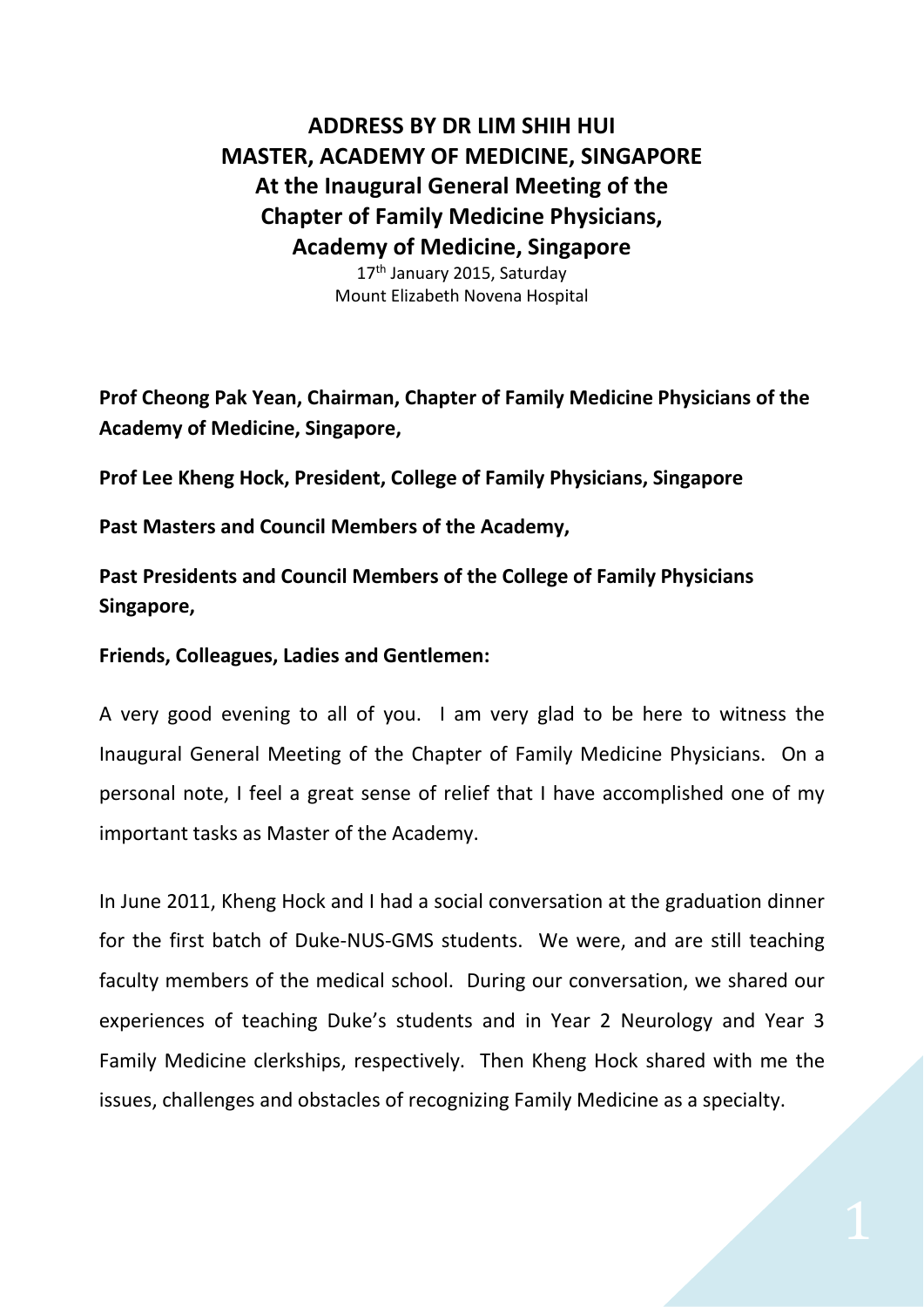# ADDRESS BY DR LIM SHIH HUI
# MASTER, ACADEMY OF MEDICINE, SINGAPORE
# At the Inaugural General Meeting of the Chapter of Family Medicine Physicians, Academy of Medicine, Singapore

17th January 2015, Saturday
Mount Elizabeth Novena Hospital

**Prof Cheong Pak Yean, Chairman, Chapter of Family Medicine Physicians of the Academy of Medicine, Singapore,**

**Prof Lee Kheng Hock, President, College of Family Physicians, Singapore**

**Past Masters and Council Members of the Academy,**

**Past Presidents and Council Members of the College of Family Physicians Singapore,**

**Friends, Colleagues, Ladies and Gentlemen:**

A very good evening to all of you. I am very glad to be here to witness the Inaugural General Meeting of the Chapter of Family Medicine Physicians. On a personal note, I feel a great sense of relief that I have accomplished one of my important tasks as Master of the Academy.

In June 2011, Kheng Hock and I had a social conversation at the graduation dinner for the first batch of Duke-NUS-GMS students. We were, and are still teaching faculty members of the medical school. During our conversation, we shared our experiences of teaching Duke's students and in Year 2 Neurology and Year 3 Family Medicine clerkships, respectively. Then Kheng Hock shared with me the issues, challenges and obstacles of recognizing Family Medicine as a specialty.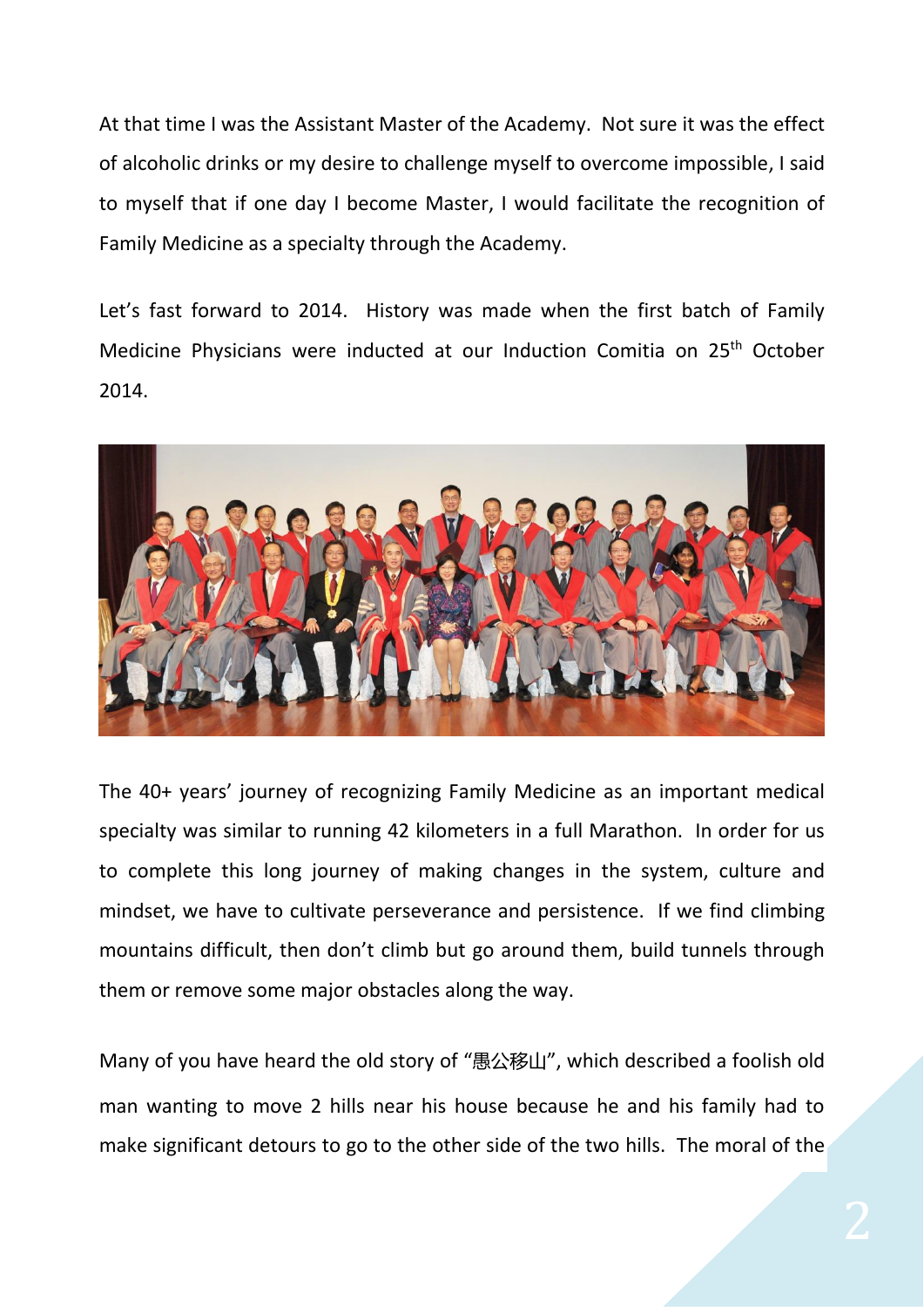At that time I was the Assistant Master of the Academy. Not sure it was the effect of alcoholic drinks or my desire to challenge myself to overcome impossible, I said to myself that if one day I become Master, I would facilitate the recognition of Family Medicine as a specialty through the Academy.

Let's fast forward to 2014. History was made when the first batch of Family Medicine Physicians were inducted at our Induction Comitia on 25th October 2014.

The 40+ years' journey of recognizing Family Medicine as an important medical specialty was similar to running 42 kilometers in a full Marathon. In order for us to complete this long journey of making changes in the system, culture and mindset, we have to cultivate perseverance and persistence. If we find climbing mountains difficult, then don't climb but go around them, build tunnels through them or remove some major obstacles along the way.

Many of you have heard the old story of "愚公移山", which described a foolish old man wanting to move 2 hills near his house because he and his family had to make significant detours to go to the other side of the two hills. The moral of the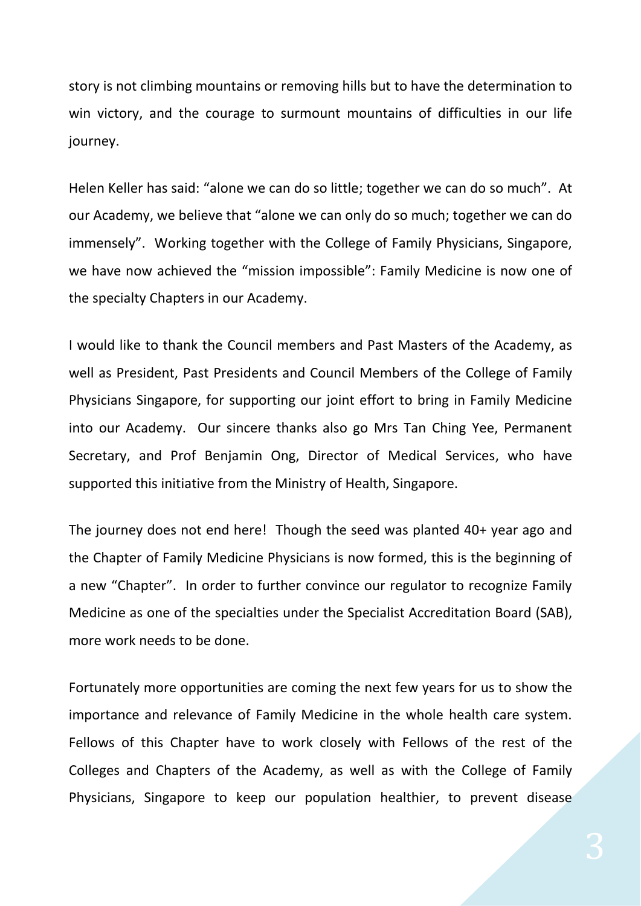story is not climbing mountains or removing hills but to have the determination to win victory, and the courage to surmount mountains of difficulties in our life journey.

Helen Keller has said: "alone we can do so little; together we can do so much". At our Academy, we believe that "alone we can only do so much; together we can do immensely". Working together with the College of Family Physicians, Singapore, we have now achieved the "mission impossible": Family Medicine is now one of the specialty Chapters in our Academy.

I would like to thank the Council members and Past Masters of the Academy, as well as President, Past Presidents and Council Members of the College of Family Physicians Singapore, for supporting our joint effort to bring in Family Medicine into our Academy. Our sincere thanks also go Mrs Tan Ching Yee, Permanent Secretary, and Prof Benjamin Ong, Director of Medical Services, who have supported this initiative from the Ministry of Health, Singapore.

The journey does not end here! Though the seed was planted 40+ year ago and the Chapter of Family Medicine Physicians is now formed, this is the beginning of a new "Chapter". In order to further convince our regulator to recognize Family Medicine as one of the specialties under the Specialist Accreditation Board (SAB), more work needs to be done.

Fortunately more opportunities are coming the next few years for us to show the importance and relevance of Family Medicine in the whole health care system. Fellows of this Chapter have to work closely with Fellows of the rest of the Colleges and Chapters of the Academy, as well as with the College of Family Physicians, Singapore to keep our population healthier, to prevent disease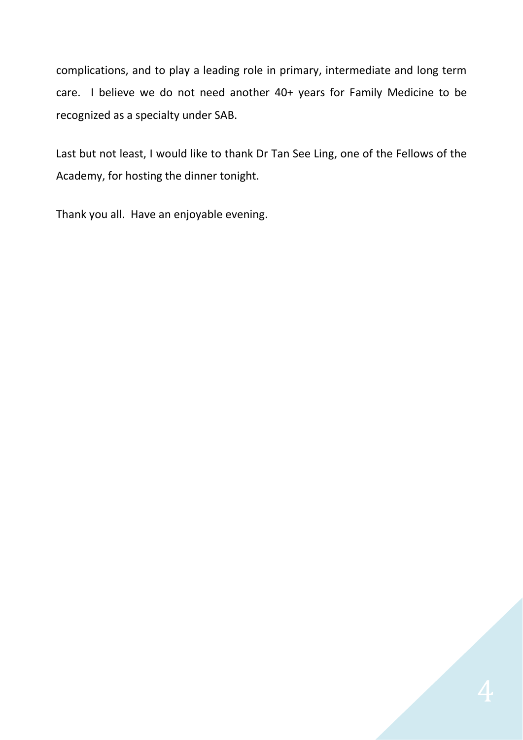complications, and to play a leading role in primary, intermediate and long term care. I believe we do not need another 40+ years for Family Medicine to be recognized as a specialty under SAB.

Last but not least, I would like to thank Dr Tan See Ling, one of the Fellows of the Academy, for hosting the dinner tonight.

Thank you all. Have an enjoyable evening.